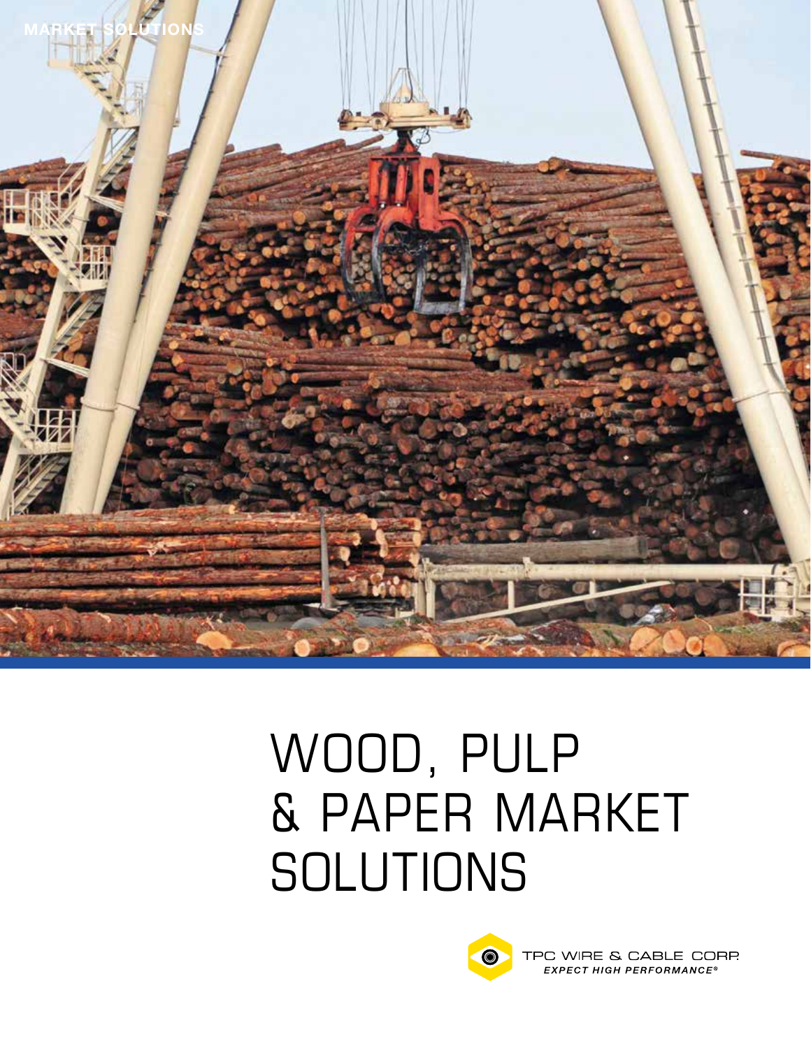MARKET SOLUTIONS

# WOOD, PULP & PAPER MARKET SOLUTIONS

TPC WIRE & CABLE CORP.

*EXPECT HIGH PERFORMANCE®*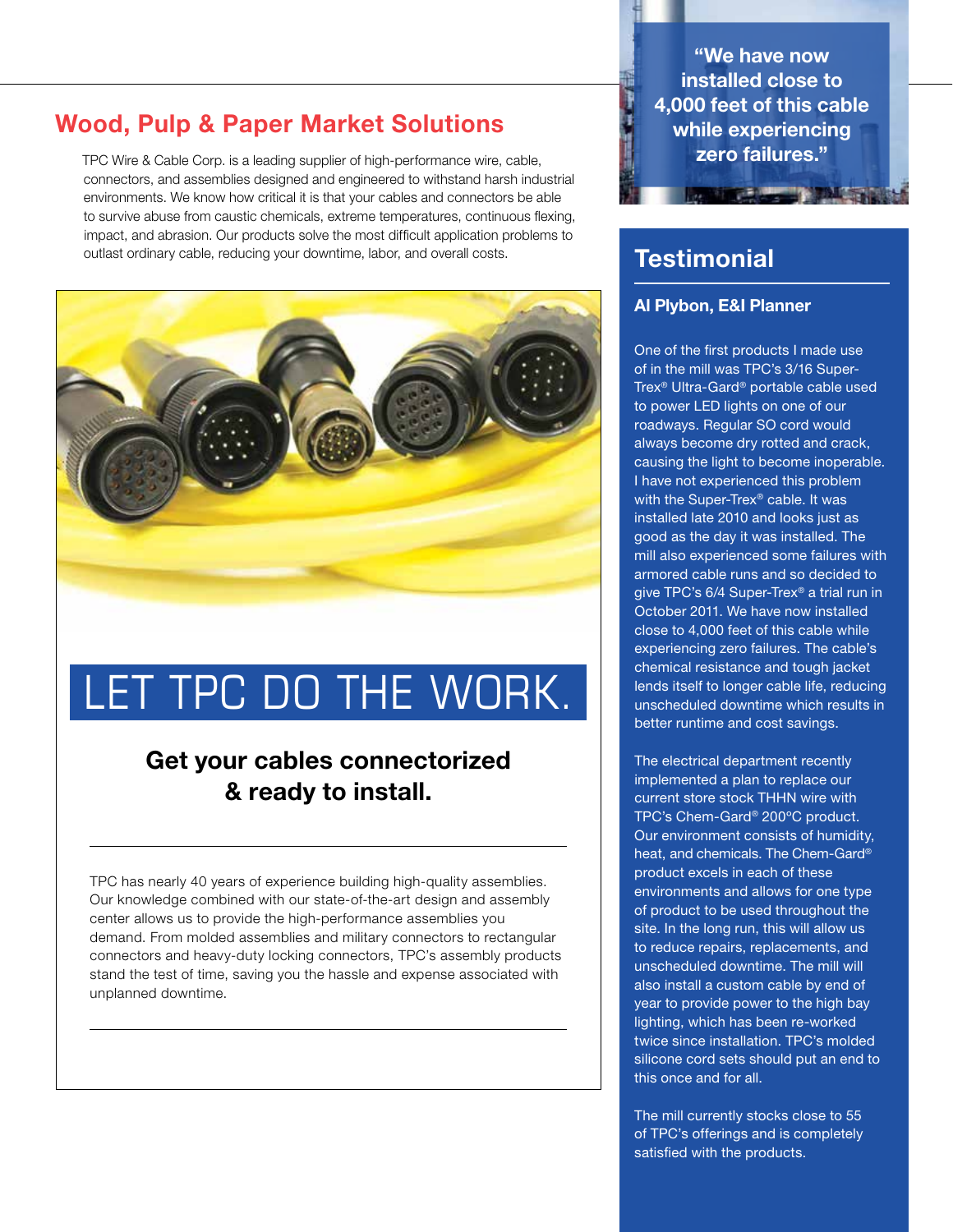## Wood, Pulp & Paper Market Solutions

TPC Wire & Cable Corp. is a leading supplier of high-performance wire, cable, connectors, and assemblies designed and engineered to withstand harsh industrial environments. We know how critical it is that your cables and connectors be able to survive abuse from caustic chemicals, extreme temperatures, continuous flexing, impact, and abrasion. Our products solve the most difficult application problems to outlast ordinary cable, reducing your downtime, labor, and overall costs.

# LET TPC DO THE WORK.

### Get your cables connectorized & ready to install.

TPC has nearly 40 years of experience building high-quality assemblies. Our knowledge combined with our state-of-the-art design and assembly center allows us to provide the high-performance assemblies you demand. From molded assemblies and military connectors to rectangular connectors and heavy-duty locking connectors, TPC's assembly products stand the test of time, saving you the hassle and expense associated with unplanned downtime.

**"We have now installed close to 4,000 feet of this cable while experiencing zero failures."**

## Testimonial

### Al Plybon, E&I Planner

One of the first products I made use of in the mill was TPC's 3/16 Super-Trex® Ultra-Gard® portable cable used to power LED lights on one of our roadways. Regular SO cord would always become dry rotted and crack, causing the light to become inoperable. I have not experienced this problem with the Super-Trex® cable. It was installed late 2010 and looks just as good as the day it was installed. The mill also experienced some failures with armored cable runs and so decided to give TPC's 6/4 Super-Trex® a trial run in October 2011. We have now installed close to 4,000 feet of this cable while experiencing zero failures. The cable's chemical resistance and tough jacket lends itself to longer cable life, reducing unscheduled downtime which results in better runtime and cost savings.

The electrical department recently implemented a plan to replace our current store stock THHN wire with TPC's Chem-Gard® 200°C product. Our environment consists of humidity, heat, and chemicals. The Chem-Gard® product excels in each of these environments and allows for one type of product to be used throughout the site. In the long run, this will allow us to reduce repairs, replacements, and unscheduled downtime. The mill will also install a custom cable by end of year to provide power to the high bay lighting, which has been re-worked twice since installation. TPC's molded silicone cord sets should put an end to this once and for all.

The mill currently stocks close to 55 of TPC's offerings and is completely satisfied with the products.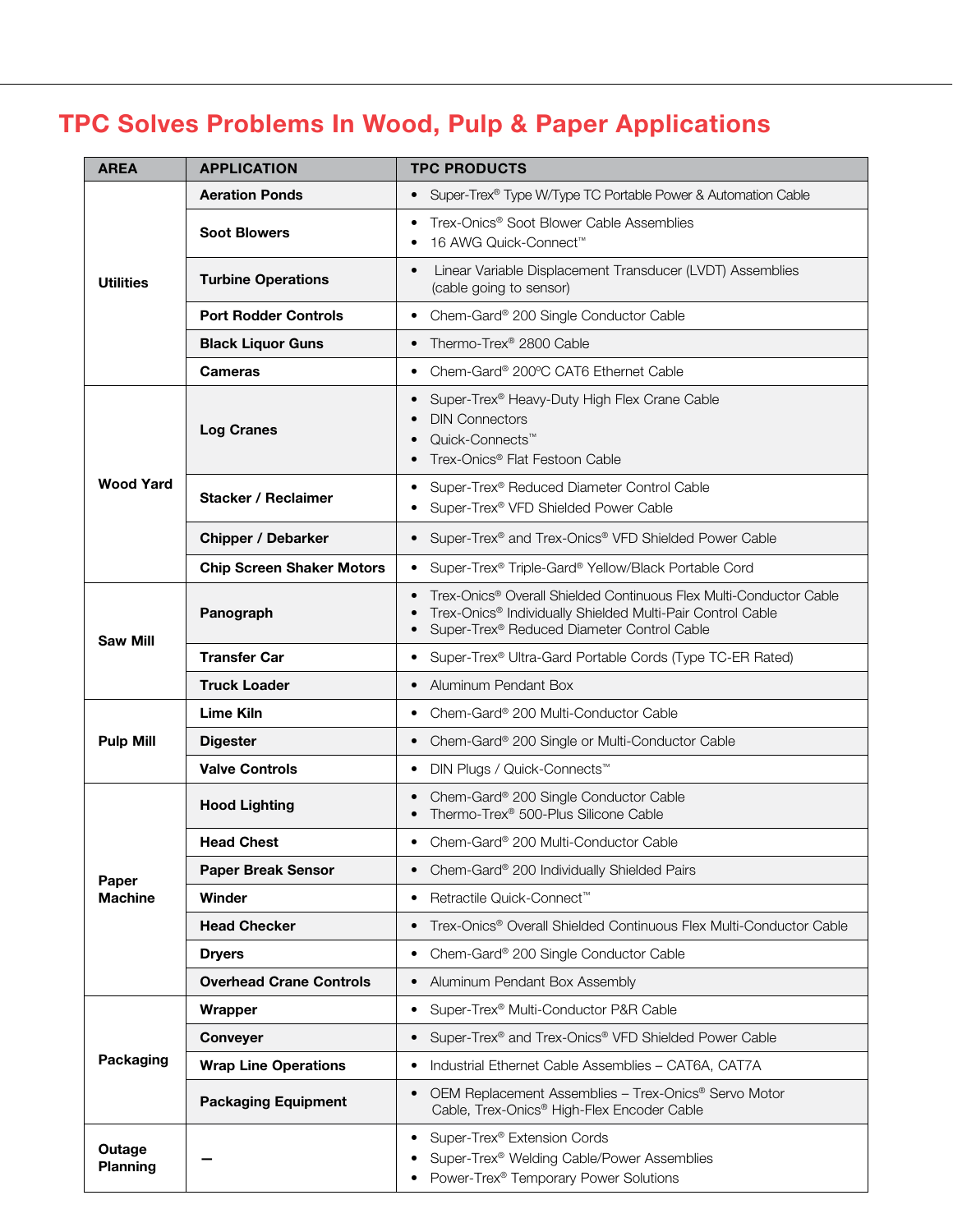# TPC Solves Problems In Wood, Pulp & Paper Applications

| AREA | APPLICATION | TPC PRODUCTS |
|---|---|---|
| Utilities | Aeration Ponds | • Super-Trex® Type W/Type TC Portable Power & Automation Cable |
| | Soot Blowers | • Trex-Onics® Soot Blower Cable Assemblies<br>• 16 AWG Quick-Connect™ |
| | Turbine Operations | • Linear Variable Displacement Transducer (LVDT) Assemblies (cable going to sensor) |
| | Port Rodder Controls | • Chem-Gard® 200 Single Conductor Cable |
| | Black Liquor Guns | • Thermo-Trex® 2800 Cable |
| | Cameras | • Chem-Gard® 200ºC CAT6 Ethernet Cable |
| Wood Yard | Log Cranes | • Super-Trex® Heavy-Duty High Flex Crane Cable<br>• DIN Connectors<br>• Quick-Connects™<br>• Trex-Onics® Flat Festoon Cable |
| | Stacker / Reclaimer | • Super-Trex® Reduced Diameter Control Cable<br>• Super-Trex® VFD Shielded Power Cable |
| | Chipper / Debarker | • Super-Trex® and Trex-Onics® VFD Shielded Power Cable |
| | Chip Screen Shaker Motors | • Super-Trex® Triple-Gard® Yellow/Black Portable Cord |
| Saw Mill | Panograph | • Trex-Onics® Overall Shielded Continuous Flex Multi-Conductor Cable<br>• Trex-Onics® Individually Shielded Multi-Pair Control Cable<br>• Super-Trex® Reduced Diameter Control Cable |
| | Transfer Car | • Super-Trex® Ultra-Gard Portable Cords (Type TC-ER Rated) |
| | Truck Loader | • Aluminum Pendant Box |
| Pulp Mill | Lime Kiln | • Chem-Gard® 200 Multi-Conductor Cable |
| | Digester | • Chem-Gard® 200 Single or Multi-Conductor Cable |
| | Valve Controls | • DIN Plugs / Quick-Connects™ |
| Paper Machine | Hood Lighting | • Chem-Gard® 200 Single Conductor Cable<br>• Thermo-Trex® 500-Plus Silicone Cable |
| | Head Chest | • Chem-Gard® 200 Multi-Conductor Cable |
| | Paper Break Sensor | • Chem-Gard® 200 Individually Shielded Pairs |
| | Winder | • Retractile Quick-Connect™ |
| | Head Checker | • Trex-Onics® Overall Shielded Continuous Flex Multi-Conductor Cable |
| | Dryers | • Chem-Gard® 200 Single Conductor Cable |
| | Overhead Crane Controls | • Aluminum Pendant Box Assembly |
| Packaging | Wrapper | • Super-Trex® Multi-Conductor P&R Cable |
| | Conveyer | • Super-Trex® and Trex-Onics® VFD Shielded Power Cable |
| | Wrap Line Operations | • Industrial Ethernet Cable Assemblies – CAT6A, CAT7A |
| | Packaging Equipment | • OEM Replacement Assemblies – Trex-Onics® Servo Motor Cable, Trex-Onics® High-Flex Encoder Cable |
| Outage Planning | – | • Super-Trex® Extension Cords<br>• Super-Trex® Welding Cable/Power Assemblies<br>• Power-Trex® Temporary Power Solutions |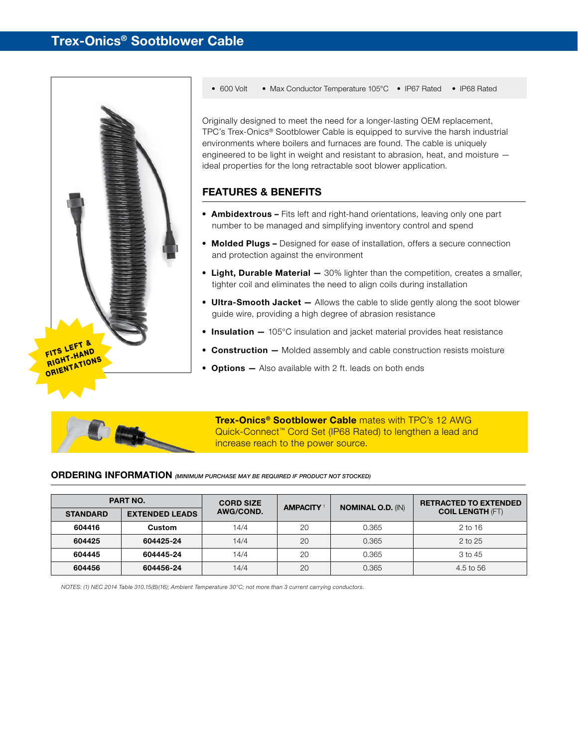# Trex-Onics® Sootblower Cable

- 600 Volt
- Max Conductor Temperature 105°C
- IP67 Rated
- IP68 Rated

FITS LEFT & RIGHT-HAND ORIENTATIONS

Originally designed to meet the need for a longer-lasting OEM replacement, TPC's Trex-Onics® Sootblower Cable is equipped to survive the harsh industrial environments where boilers and furnaces are found. The cable is uniquely engineered to be light in weight and resistant to abrasion, heat, and moisture — ideal properties for the long retractable soot blower application.

## FEATURES & BENEFITS

- **Ambidextrous –** Fits left and right-hand orientations, leaving only one part number to be managed and simplifying inventory control and spend
- **Molded Plugs –** Designed for ease of installation, offers a secure connection and protection against the environment
- **Light, Durable Material —** 30% lighter than the competition, creates a smaller, tighter coil and eliminates the need to align coils during installation
- **Ultra-Smooth Jacket —** Allows the cable to slide gently along the soot blower guide wire, providing a high degree of abrasion resistance
- **Insulation —** 105°C insulation and jacket material provides heat resistance
- **Construction —** Molded assembly and cable construction resists moisture
- **Options —** Also available with 2 ft. leads on both ends

**Trex-Onics® Sootblower Cable** mates with TPC's 12 AWG Quick-Connect™ Cord Set (IP68 Rated) to lengthen a lead and increase reach to the power source.

## ORDERING INFORMATION *(MINIMUM PURCHASE MAY BE REQUIRED IF PRODUCT NOT STOCKED)*

| PART NO. | | CORD SIZE AWG/COND. | AMPACITY [1] | NOMINAL O.D. (IN) | RETRACTED TO EXTENDED COIL LENGTH (FT) |
|---|---|---|---|---|---|
| **STANDARD** | **EXTENDED LEADS** | | | | |
| **604416** | **Custom** | 14/4 | 20 | 0.365 | 2 to 16 |
| **604425** | **604425-24** | 14/4 | 20 | 0.365 | 2 to 25 |
| **604445** | **604445-24** | 14/4 | 20 | 0.365 | 3 to 45 |
| **604456** | **604456-24** | 14/4 | 20 | 0.365 | 4.5 to 56 |

*NOTES: (1) NEC 2014 Table 310.15(B)(16); Ambient Temperature 30°C; not more than 3 current carrying conductors.*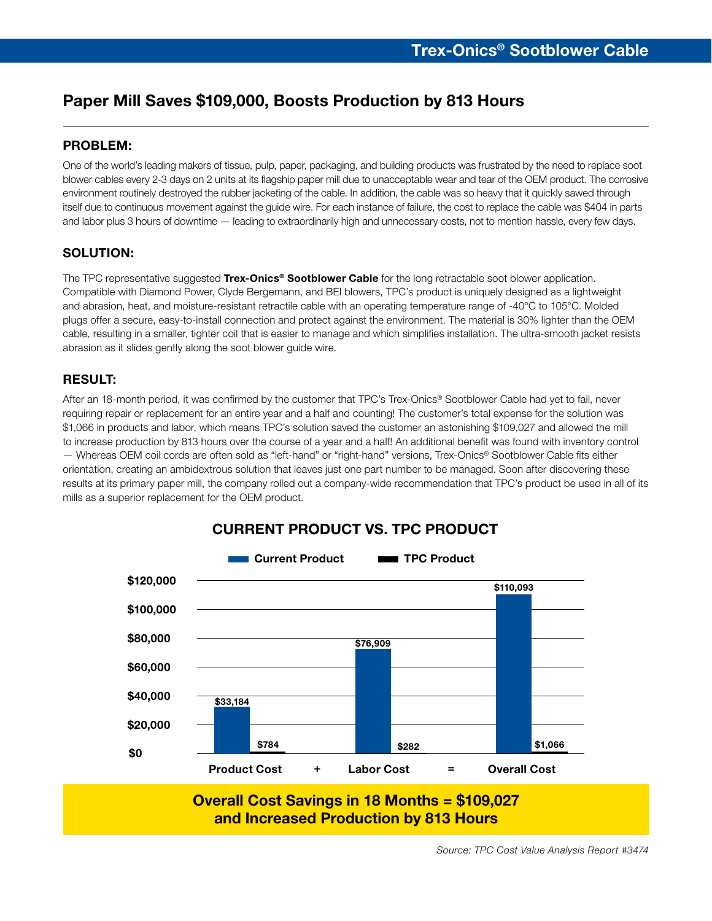# Paper Mill Saves $109,000, Boosts Production by 813 Hours

## PROBLEM:

One of the world's leading makers of tissue, pulp, paper, packaging, and building products was frustrated by the need to replace soot blower cables every 2-3 days on 2 units at its flagship paper mill due to unacceptable wear and tear of the OEM product. The corrosive environment routinely destroyed the rubber jacketing of the cable. In addition, the cable was so heavy that it quickly sawed through itself due to continuous movement against the guide wire. For each instance of failure, the cost to replace the cable was $404 in parts and labor plus 3 hours of downtime — leading to extraordinarily high and unnecessary costs, not to mention hassle, every few days.

## SOLUTION:

The TPC representative suggested **Trex-Onics® Sootblower Cable** for the long retractable soot blower application. Compatible with Diamond Power, Clyde Bergemann, and BEI blowers, TPC's product is uniquely designed as a lightweight and abrasion, heat, and moisture-resistant retractile cable with an operating temperature range of -40°C to 105°C. Molded plugs offer a secure, easy-to-install connection and protect against the environment. The material is 30% lighter than the OEM cable, resulting in a smaller, tighter coil that is easier to manage and which simplifies installation. The ultra-smooth jacket resists abrasion as it slides gently along the soot blower guide wire.

## RESULT:

After an 18-month period, it was confirmed by the customer that TPC's Trex-Onics® Sootblower Cable had yet to fail, never requiring repair or replacement for an entire year and a half and counting! The customer's total expense for the solution was $1,066 in products and labor, which means TPC's solution saved the customer an astonishing $109,027 and allowed the mill to increase production by 813 hours over the course of a year and a half! An additional benefit was found with inventory control — Whereas OEM coil cords are often sold as "left-hand" or "right-hand" versions, Trex-Onics® Sootblower Cable fits either orientation, creating an ambidextrous solution that leaves just one part number to be managed. Soon after discovering these results at its primary paper mill, the company rolled out a company-wide recommendation that TPC's product be used in all of its mills as a superior replacement for the OEM product.

### CURRENT PRODUCT VS. TPC PRODUCT

| | Current Product | TPC Product |
|---|---|---|
| Product Cost | $33,184 | $784 |
| + Labor Cost | $76,909 | $282 |
| = Overall Cost | $110,093 | $1,066 |

**Overall Cost Savings in 18 Months = $109,027**
**and Increased Production by 813 Hours**

*Source: TPC Cost Value Analysis Report #3474*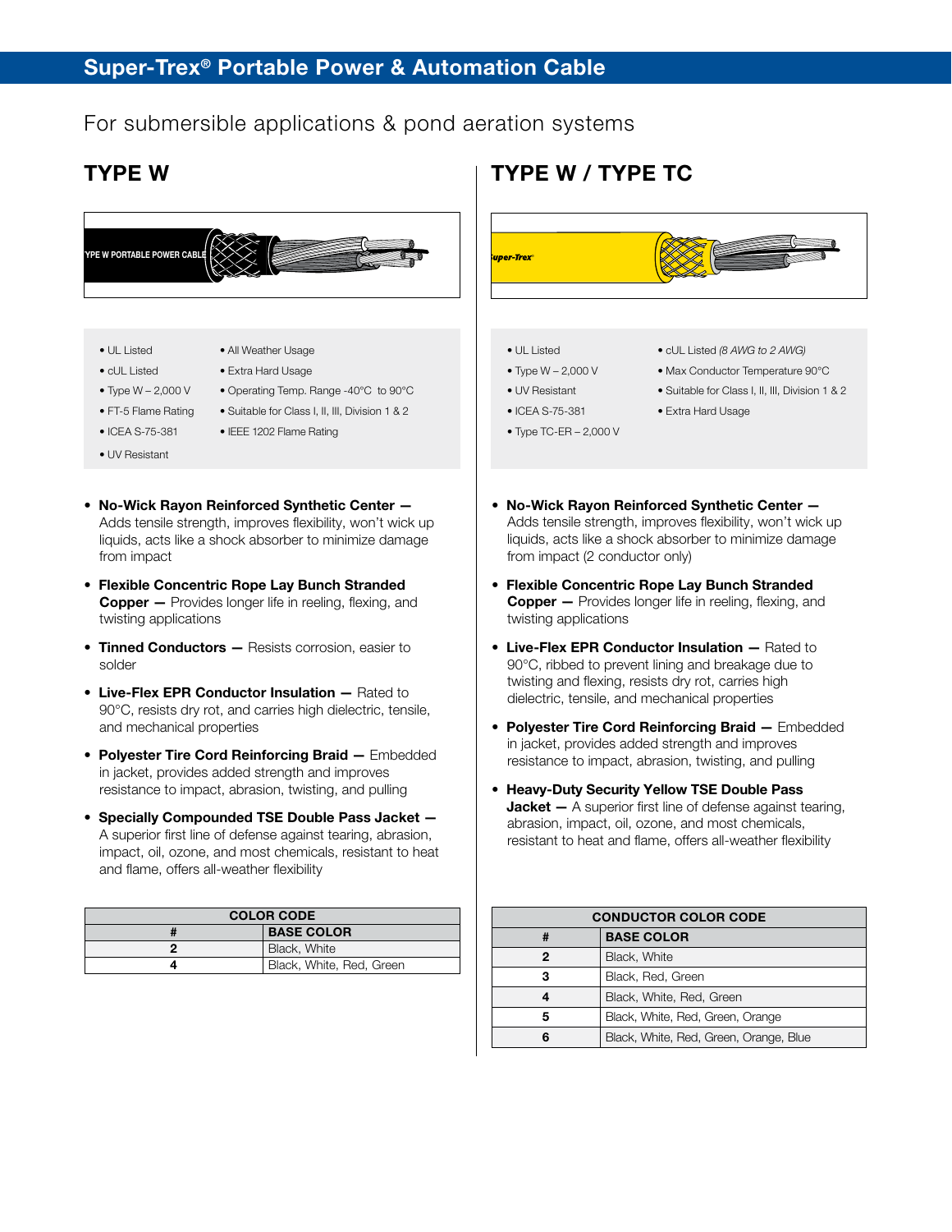# Super-Trex® Portable Power & Automation Cable

For submersible applications & pond aeration systems

## TYPE W

- UL Listed
- cUL Listed
- Type W – 2,000 V
- FT-5 Flame Rating
- ICEA S-75-381
- UV Resistant
- All Weather Usage
- Extra Hard Usage
- Operating Temp. Range -40°C to 90°C
- Suitable for Class I, II, III, Division 1 & 2
- IEEE 1202 Flame Rating

- **No-Wick Rayon Reinforced Synthetic Center —** Adds tensile strength, improves flexibility, won't wick up liquids, acts like a shock absorber to minimize damage from impact
- **Flexible Concentric Rope Lay Bunch Stranded Copper —** Provides longer life in reeling, flexing, and twisting applications
- **Tinned Conductors —** Resists corrosion, easier to solder
- **Live-Flex EPR Conductor Insulation —** Rated to 90°C, resists dry rot, and carries high dielectric, tensile, and mechanical properties
- **Polyester Tire Cord Reinforcing Braid —** Embedded in jacket, provides added strength and improves resistance to impact, abrasion, twisting, and pulling
- **Specially Compounded TSE Double Pass Jacket —** A superior first line of defense against tearing, abrasion, impact, oil, ozone, and most chemicals, resistant to heat and flame, offers all-weather flexibility

| COLOR CODE | |
|---|---|
| **#** | **BASE COLOR** |
| **2** | Black, White |
| **4** | Black, White, Red, Green |

## TYPE W / TYPE TC

- UL Listed
- Type W – 2,000 V
- UV Resistant
- ICEA S-75-381
- Type TC-ER – 2,000 V
- cUL Listed *(8 AWG to 2 AWG)*
- Max Conductor Temperature 90°C
- Suitable for Class I, II, III, Division 1 & 2
- Extra Hard Usage

- **No-Wick Rayon Reinforced Synthetic Center —** Adds tensile strength, improves flexibility, won't wick up liquids, acts like a shock absorber to minimize damage from impact (2 conductor only)
- **Flexible Concentric Rope Lay Bunch Stranded Copper —** Provides longer life in reeling, flexing, and twisting applications
- **Live-Flex EPR Conductor Insulation —** Rated to 90°C, ribbed to prevent lining and breakage due to twisting and flexing, resists dry rot, carries high dielectric, tensile, and mechanical properties
- **Polyester Tire Cord Reinforcing Braid —** Embedded in jacket, provides added strength and improves resistance to impact, abrasion, twisting, and pulling
- **Heavy-Duty Security Yellow TSE Double Pass Jacket —** A superior first line of defense against tearing, abrasion, impact, oil, ozone, and most chemicals, resistant to heat and flame, offers all-weather flexibility

| CONDUCTOR COLOR CODE | |
|---|---|
| **#** | **BASE COLOR** |
| **2** | Black, White |
| **3** | Black, Red, Green |
| **4** | Black, White, Red, Green |
| **5** | Black, White, Red, Green, Orange |
| **6** | Black, White, Red, Green, Orange, Blue |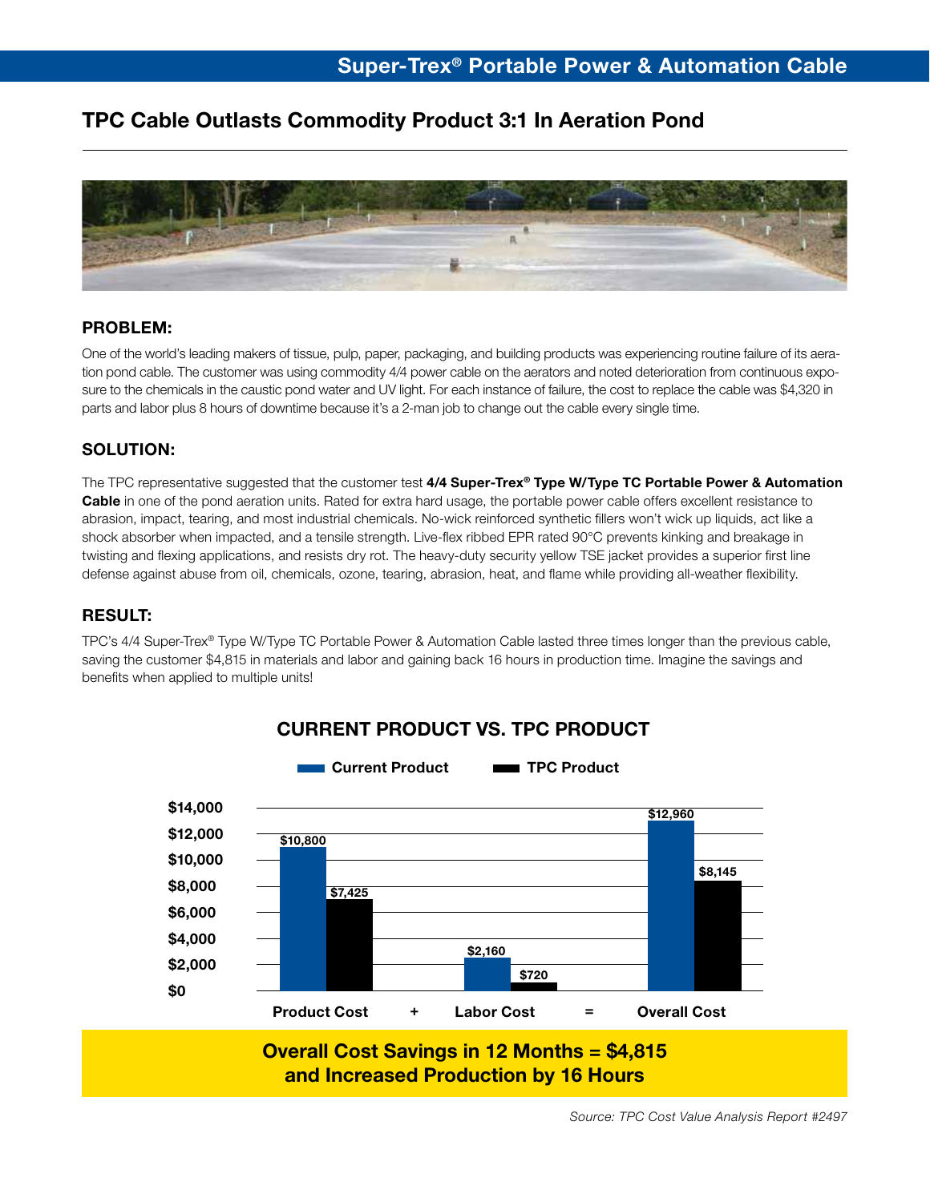## TPC Cable Outlasts Commodity Product 3:1 In Aeration Pond

### PROBLEM:

One of the world's leading makers of tissue, pulp, paper, packaging, and building products was experiencing routine failure of its aeration pond cable. The customer was using commodity 4/4 power cable on the aerators and noted deterioration from continuous exposure to the chemicals in the caustic pond water and UV light. For each instance of failure, the cost to replace the cable was $4,320 in parts and labor plus 8 hours of downtime because it's a 2-man job to change out the cable every single time.

### SOLUTION:

The TPC representative suggested that the customer test **4/4 Super-Trex® Type W/Type TC Portable Power & Automation Cable** in one of the pond aeration units. Rated for extra hard usage, the portable power cable offers excellent resistance to abrasion, impact, tearing, and most industrial chemicals. No-wick reinforced synthetic fillers won't wick up liquids, act like a shock absorber when impacted, and a tensile strength. Live-flex ribbed EPR rated 90°C prevents kinking and breakage in twisting and flexing applications, and resists dry rot. The heavy-duty security yellow TSE jacket provides a superior first line defense against abuse from oil, chemicals, ozone, tearing, abrasion, heat, and flame while providing all-weather flexibility.

### RESULT:

TPC's 4/4 Super-Trex® Type W/Type TC Portable Power & Automation Cable lasted three times longer than the previous cable, saving the customer $4,815 in materials and labor and gaining back 16 hours in production time. Imagine the savings and benefits when applied to multiple units!

### CURRENT PRODUCT VS. TPC PRODUCT

| | Product Cost | + | Labor Cost | = | Overall Cost |
|---|---|---|---|---|---|
| Current Product | $10,800 | | $2,160 | | $12,960 |
| TPC Product | $7,425 | | $720 | | $8,145 |

**Overall Cost Savings in 12 Months = $4,815**
**and Increased Production by 16 Hours**

*Source: TPC Cost Value Analysis Report #2497*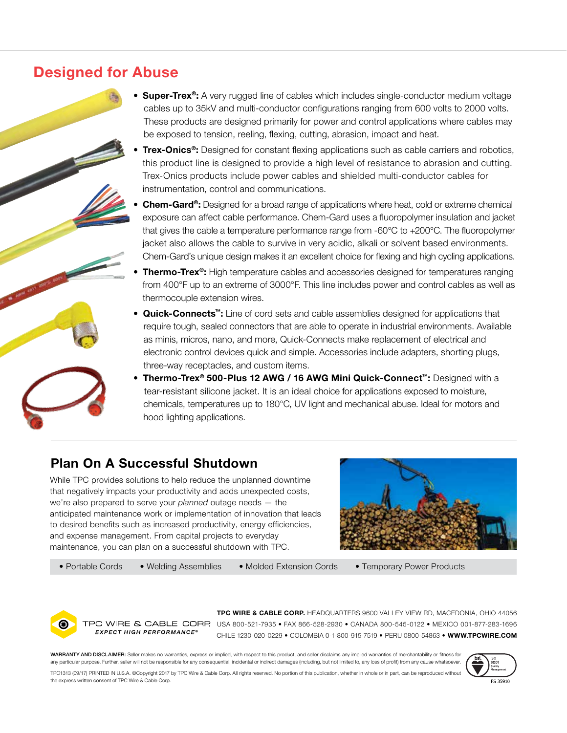## Designed for Abuse

- **Super-Trex®:** A very rugged line of cables which includes single-conductor medium voltage cables up to 35kV and multi-conductor configurations ranging from 600 volts to 2000 volts. These products are designed primarily for power and control applications where cables may be exposed to tension, reeling, flexing, cutting, abrasion, impact and heat.
- **Trex-Onics®:** Designed for constant flexing applications such as cable carriers and robotics, this product line is designed to provide a high level of resistance to abrasion and cutting. Trex-Onics products include power cables and shielded multi-conductor cables for instrumentation, control and communications.
- **Chem-Gard®:** Designed for a broad range of applications where heat, cold or extreme chemical exposure can affect cable performance. Chem-Gard uses a fluoropolymer insulation and jacket that gives the cable a temperature performance range from -60°C to +200°C. The fluoropolymer jacket also allows the cable to survive in very acidic, alkali or solvent based environments. Chem-Gard's unique design makes it an excellent choice for flexing and high cycling applications.
- **Thermo-Trex®:** High temperature cables and accessories designed for temperatures ranging from 400°F up to an extreme of 3000°F. This line includes power and control cables as well as thermocouple extension wires.
- **Quick-Connects™:** Line of cord sets and cable assemblies designed for applications that require tough, sealed connectors that are able to operate in industrial environments. Available as minis, micros, nano, and more, Quick-Connects make replacement of electrical and electronic control devices quick and simple. Accessories include adapters, shorting plugs, three-way receptacles, and custom items.
- **Thermo-Trex® 500-Plus 12 AWG / 16 AWG Mini Quick-Connect™:** Designed with a tear-resistant silicone jacket. It is an ideal choice for applications exposed to moisture, chemicals, temperatures up to 180°C, UV light and mechanical abuse. Ideal for motors and hood lighting applications.

## Plan On A Successful Shutdown

While TPC provides solutions to help reduce the unplanned downtime that negatively impacts your productivity and adds unexpected costs, we're also prepared to serve your *planned* outage needs — the anticipated maintenance work or implementation of innovation that leads to desired benefits such as increased productivity, energy efficiencies, and expense management. From capital projects to everyday maintenance, you can plan on a successful shutdown with TPC.

- Portable Cords
- Welding Assemblies
- Molded Extension Cords
- Temporary Power Products

TPC WIRE & CABLE CORP.
*EXPECT HIGH PERFORMANCE®*

**TPC WIRE & CABLE CORP.** HEADQUARTERS 9600 VALLEY VIEW RD, MACEDONIA, OHIO 44056
USA 800-521-7935 • FAX 866-528-2930 • CANADA 800-545-0122 • MEXICO 001-877-283-1696
CHILE 1230-020-0229 • COLOMBIA 0-1-800-915-7519 • PERU 0800-54863 • **WWW.TPCWIRE.COM**

**WARRANTY AND DISCLAIMER:** Seller makes no warranties, express or implied, with respect to this product, and seller disclaims any implied warranties of merchantability or fitness for any particular purpose. Further, seller will not be responsible for any consequential, incidental or indirect damages (including, but not limited to, any loss of profit) from any cause whatsoever.

TPC1313 (09/17) PRINTED IN U.S.A. ©Copyright 2017 by TPC Wire & Cable Corp. All rights reserved. No portion of this publication, whether in whole or in part, can be reproduced without the express written consent of TPC Wire & Cable Corp.

bsi. ISO 9001 Quality Management
FS 35910